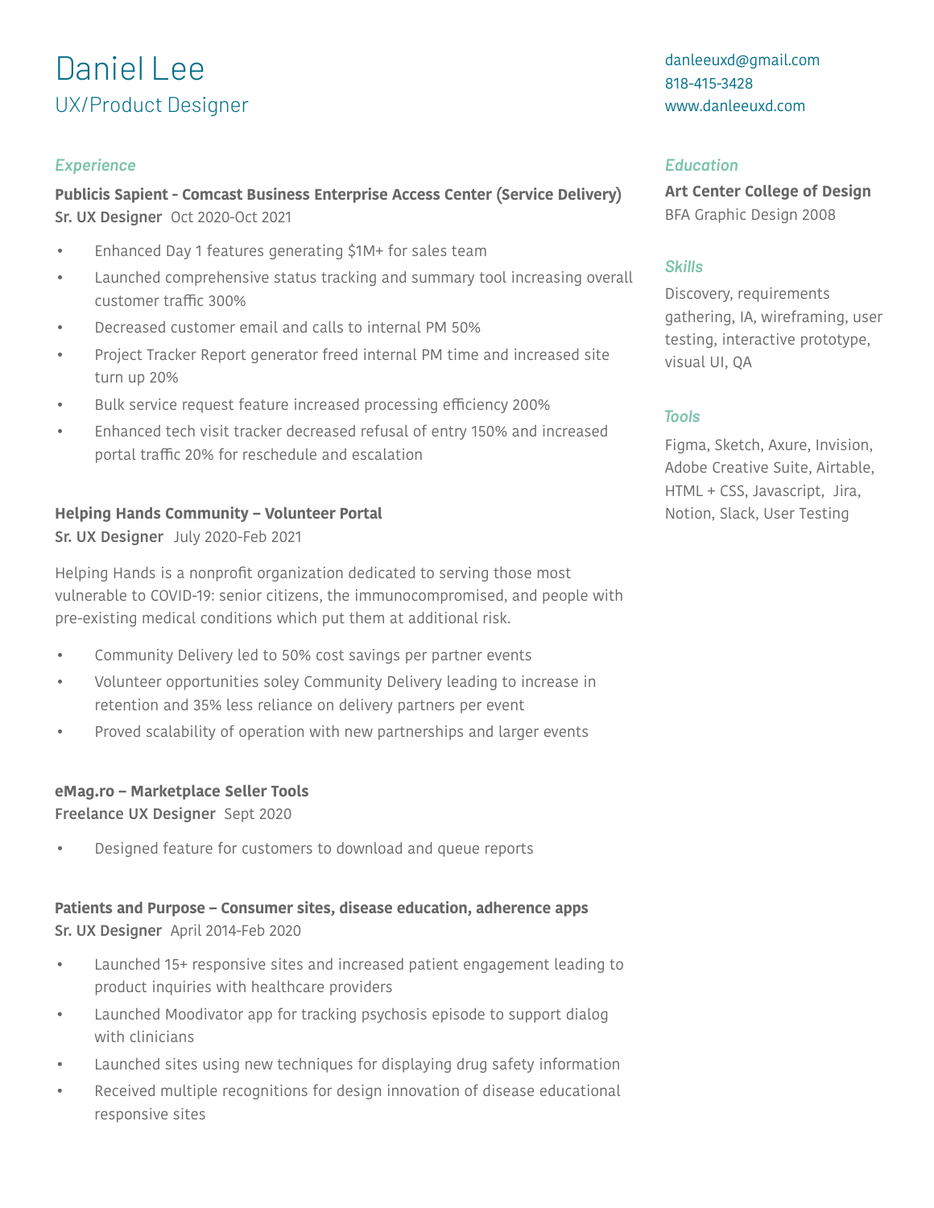# Daniel Lee

## UX/Product Designer

danleeuxd@gmail.com
818-415-3428
www.danleeuxd.com

### *Experience*

**Publicis Sapient - Comcast Business Enterprise Access Center (Service Delivery)**
**Sr. UX Designer** Oct 2020-Oct 2021

- Enhanced Day 1 features generating $1M+ for sales team
- Launched comprehensive status tracking and summary tool increasing overall customer traffic 300%
- Decreased customer email and calls to internal PM 50%
- Project Tracker Report generator freed internal PM time and increased site turn up 20%
- Bulk service request feature increased processing efficiency 200%
- Enhanced tech visit tracker decreased refusal of entry 150% and increased portal traffic 20% for reschedule and escalation

**Helping Hands Community – Volunteer Portal**
**Sr. UX Designer** July 2020-Feb 2021

Helping Hands is a nonprofit organization dedicated to serving those most vulnerable to COVID-19: senior citizens, the immunocompromised, and people with pre-existing medical conditions which put them at additional risk.

- Community Delivery led to 50% cost savings per partner events
- Volunteer opportunities soley Community Delivery leading to increase in retention and 35% less reliance on delivery partners per event
- Proved scalability of operation with new partnerships and larger events

**eMag.ro – Marketplace Seller Tools**
**Freelance UX Designer** Sept 2020

- Designed feature for customers to download and queue reports

**Patients and Purpose – Consumer sites, disease education, adherence apps**
**Sr. UX Designer** April 2014-Feb 2020

- Launched 15+ responsive sites and increased patient engagement leading to product inquiries with healthcare providers
- Launched Moodivator app for tracking psychosis episode to support dialog with clinicians
- Launched sites using new techniques for displaying drug safety information
- Received multiple recognitions for design innovation of disease educational responsive sites

### *Education*

**Art Center College of Design**
BFA Graphic Design 2008

### *Skills*

Discovery, requirements gathering, IA, wireframing, user testing, interactive prototype, visual UI, QA

### *Tools*

Figma, Sketch, Axure, Invision, Adobe Creative Suite, Airtable, HTML + CSS, Javascript, Jira, Notion, Slack, User Testing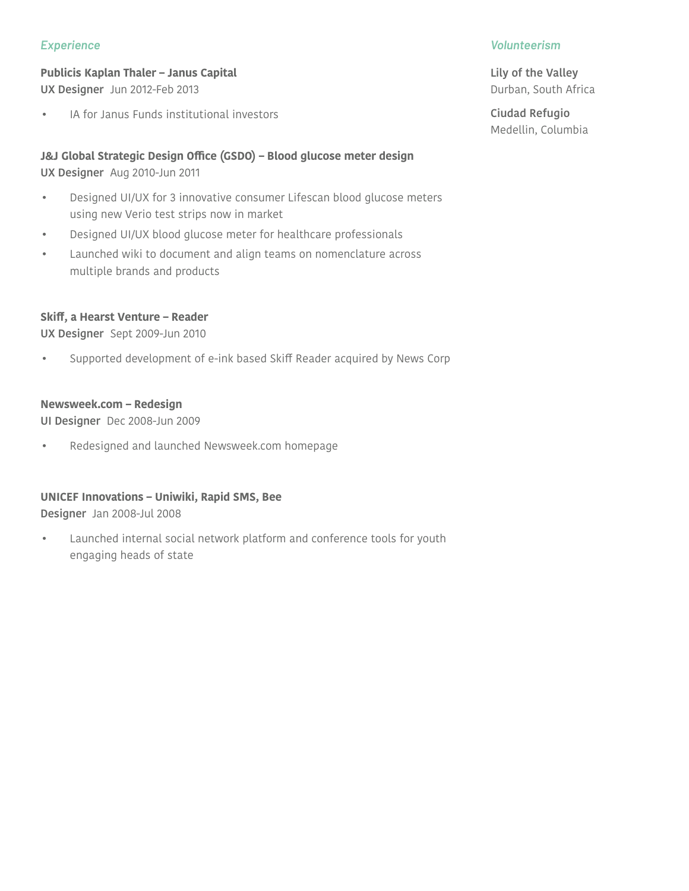## *Experience*

**Publicis Kaplan Thaler – Janus Capital**
**UX Designer** Jun 2012-Feb 2013

- IA for Janus Funds institutional investors

**J&J Global Strategic Design Office (GSDO) – Blood glucose meter design**
**UX Designer** Aug 2010-Jun 2011

- Designed UI/UX for 3 innovative consumer Lifescan blood glucose meters using new Verio test strips now in market
- Designed UI/UX blood glucose meter for healthcare professionals
- Launched wiki to document and align teams on nomenclature across multiple brands and products

**Skiff, a Hearst Venture – Reader**
**UX Designer** Sept 2009-Jun 2010

- Supported development of e-ink based Skiff Reader acquired by News Corp

**Newsweek.com – Redesign**
**UI Designer** Dec 2008-Jun 2009

- Redesigned and launched Newsweek.com homepage

**UNICEF Innovations – Uniwiki, Rapid SMS, Bee**
**Designer** Jan 2008-Jul 2008

- Launched internal social network platform and conference tools for youth engaging heads of state

## *Volunteerism*

**Lily of the Valley**
Durban, South Africa

**Ciudad Refugio**
Medellin, Columbia